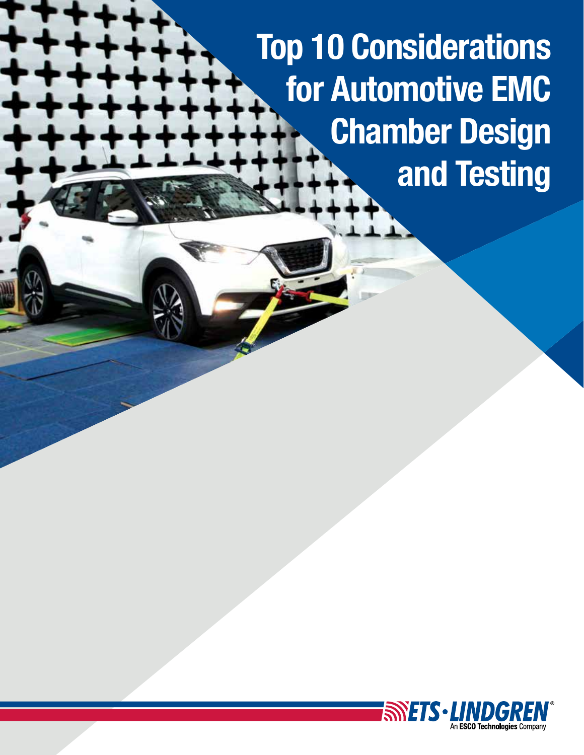# Top 10 Considerations for Automotive EMC Chamber Design and Testing

ETS·LINDGREN®

An ESCO Technologies Company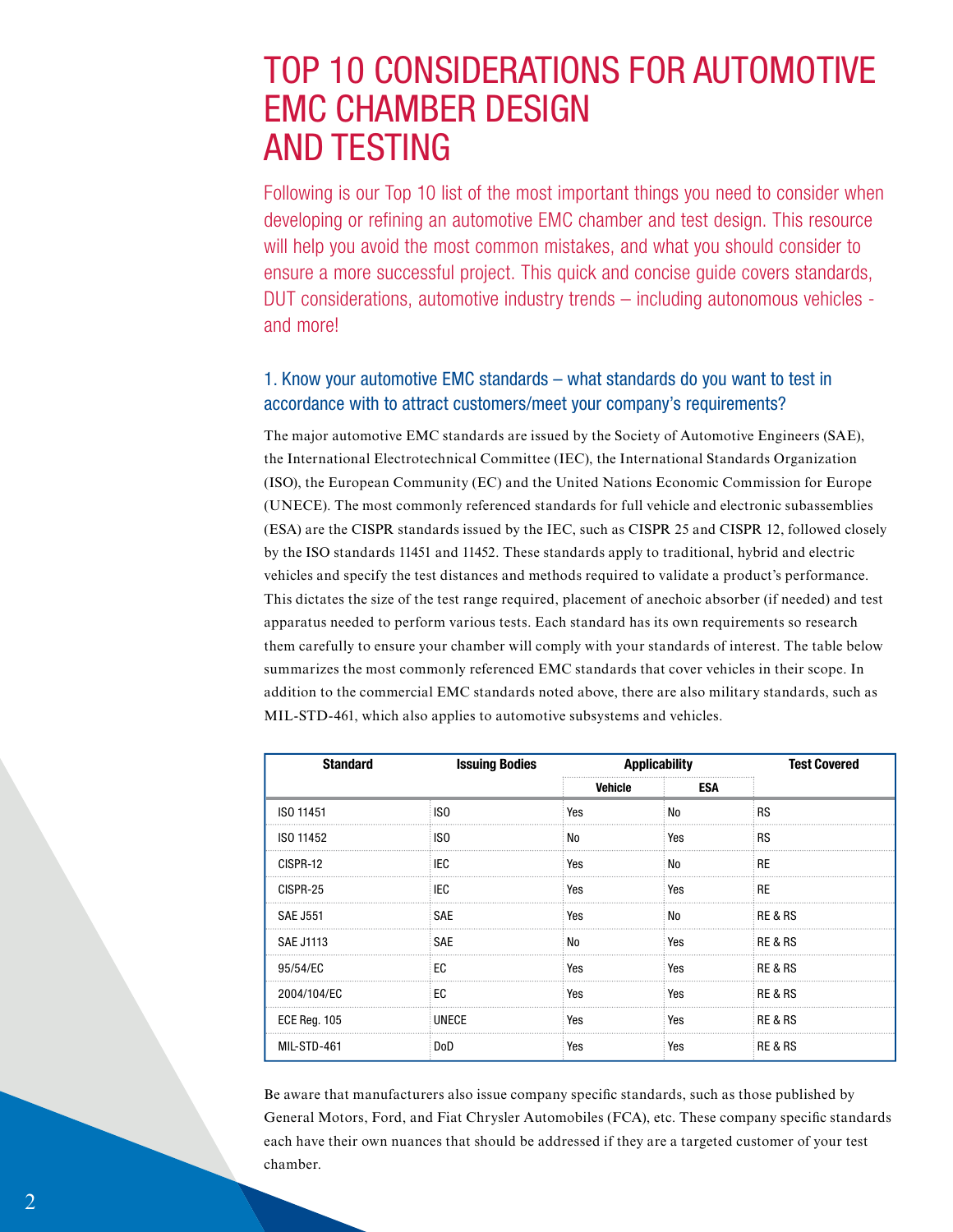# TOP 10 CONSIDERATIONS FOR AUTOMOTIVE EMC CHAMBER DESIGN AND TESTING

Following is our Top 10 list of the most important things you need to consider when developing or refining an automotive EMC chamber and test design. This resource will help you avoid the most common mistakes, and what you should consider to ensure a more successful project. This quick and concise guide covers standards, DUT considerations, automotive industry trends – including autonomous vehicles - and more!

## 1. Know your automotive EMC standards – what standards do you want to test in accordance with to attract customers/meet your company's requirements?

The major automotive EMC standards are issued by the Society of Automotive Engineers (SAE), the International Electrotechnical Committee (IEC), the International Standards Organization (ISO), the European Community (EC) and the United Nations Economic Commission for Europe (UNECE). The most commonly referenced standards for full vehicle and electronic subassemblies (ESA) are the CISPR standards issued by the IEC, such as CISPR 25 and CISPR 12, followed closely by the ISO standards 11451 and 11452. These standards apply to traditional, hybrid and electric vehicles and specify the test distances and methods required to validate a product's performance. This dictates the size of the test range required, placement of anechoic absorber (if needed) and test apparatus needed to perform various tests. Each standard has its own requirements so research them carefully to ensure your chamber will comply with your standards of interest. The table below summarizes the most commonly referenced EMC standards that cover vehicles in their scope. In addition to the commercial EMC standards noted above, there are also military standards, such as MIL-STD-461, which also applies to automotive subsystems and vehicles.

| Standard | Issuing Bodies | Applicability | | Test Covered |
|---|---|---|---|---|
| | | Vehicle | ESA | |
| ISO 11451 | ISO | Yes | No | RS |
| ISO 11452 | ISO | No | Yes | RS |
| CISPR-12 | IEC | Yes | No | RE |
| CISPR-25 | IEC | Yes | Yes | RE |
| SAE J551 | SAE | Yes | No | RE & RS |
| SAE J1113 | SAE | No | Yes | RE & RS |
| 95/54/EC | EC | Yes | Yes | RE & RS |
| 2004/104/EC | EC | Yes | Yes | RE & RS |
| ECE Reg. 105 | UNECE | Yes | Yes | RE & RS |
| MIL-STD-461 | DoD | Yes | Yes | RE & RS |

Be aware that manufacturers also issue company specific standards, such as those published by General Motors, Ford, and Fiat Chrysler Automobiles (FCA), etc. These company specific standards each have their own nuances that should be addressed if they are a targeted customer of your test chamber.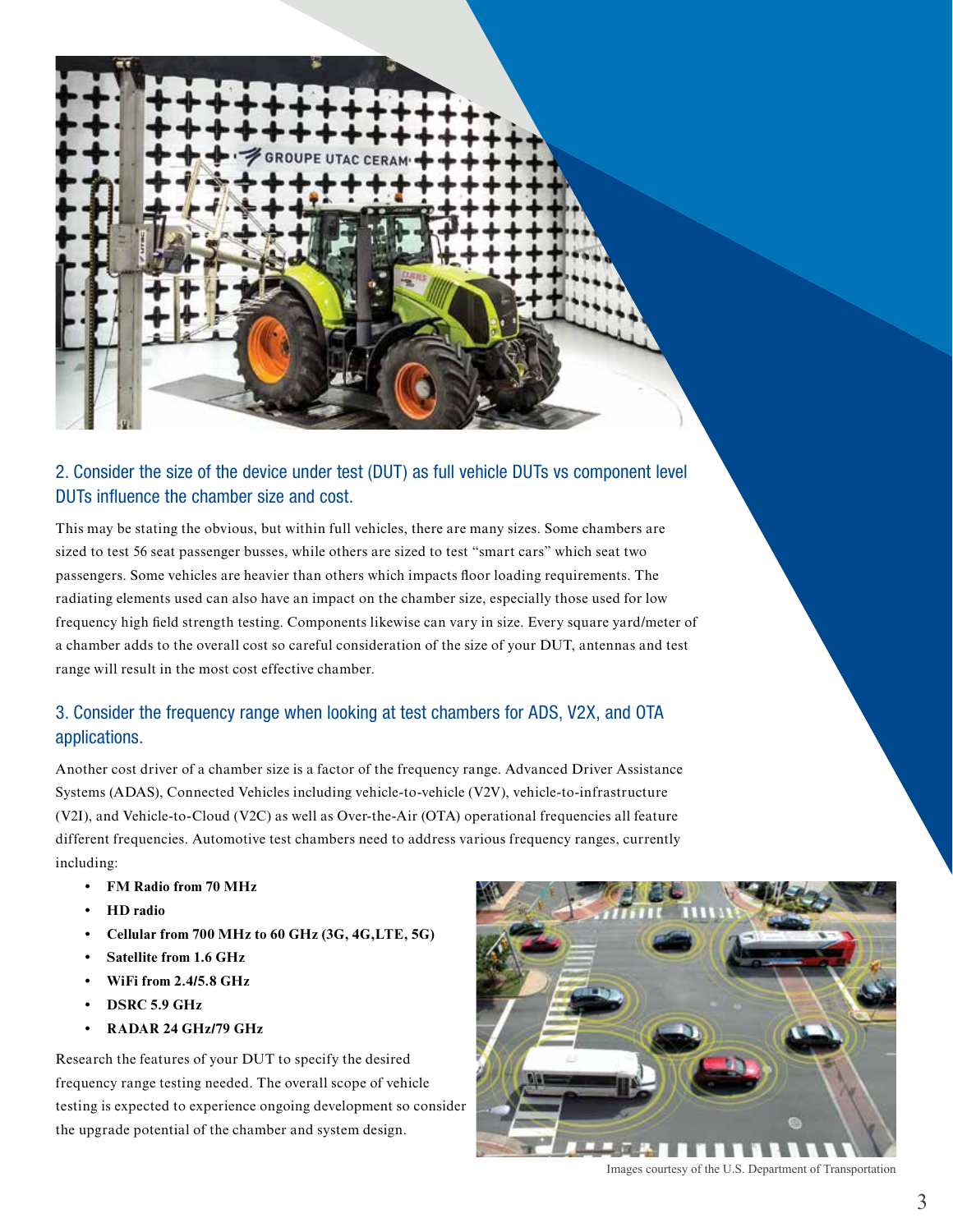## 2. Consider the size of the device under test (DUT) as full vehicle DUTs vs component level DUTs influence the chamber size and cost.

This may be stating the obvious, but within full vehicles, there are many sizes. Some chambers are sized to test 56 seat passenger busses, while others are sized to test "smart cars" which seat two passengers. Some vehicles are heavier than others which impacts floor loading requirements. The radiating elements used can also have an impact on the chamber size, especially those used for low frequency high field strength testing. Components likewise can vary in size. Every square yard/meter of a chamber adds to the overall cost so careful consideration of the size of your DUT, antennas and test range will result in the most cost effective chamber.

## 3. Consider the frequency range when looking at test chambers for ADS, V2X, and OTA applications.

Another cost driver of a chamber size is a factor of the frequency range. Advanced Driver Assistance Systems (ADAS), Connected Vehicles including vehicle-to-vehicle (V2V), vehicle-to-infrastructure (V2I), and Vehicle-to-Cloud (V2C) as well as Over-the-Air (OTA) operational frequencies all feature different frequencies. Automotive test chambers need to address various frequency ranges, currently including:

- **FM Radio from 70 MHz**
- **HD radio**
- **Cellular from 700 MHz to 60 GHz (3G, 4G,LTE, 5G)**
- **Satellite from 1.6 GHz**
- **WiFi from 2.4/5.8 GHz**
- **DSRC 5.9 GHz**
- **RADAR 24 GHz/79 GHz**

Research the features of your DUT to specify the desired frequency range testing needed. The overall scope of vehicle testing is expected to experience ongoing development so consider the upgrade potential of the chamber and system design.

Images courtesy of the U.S. Department of Transportation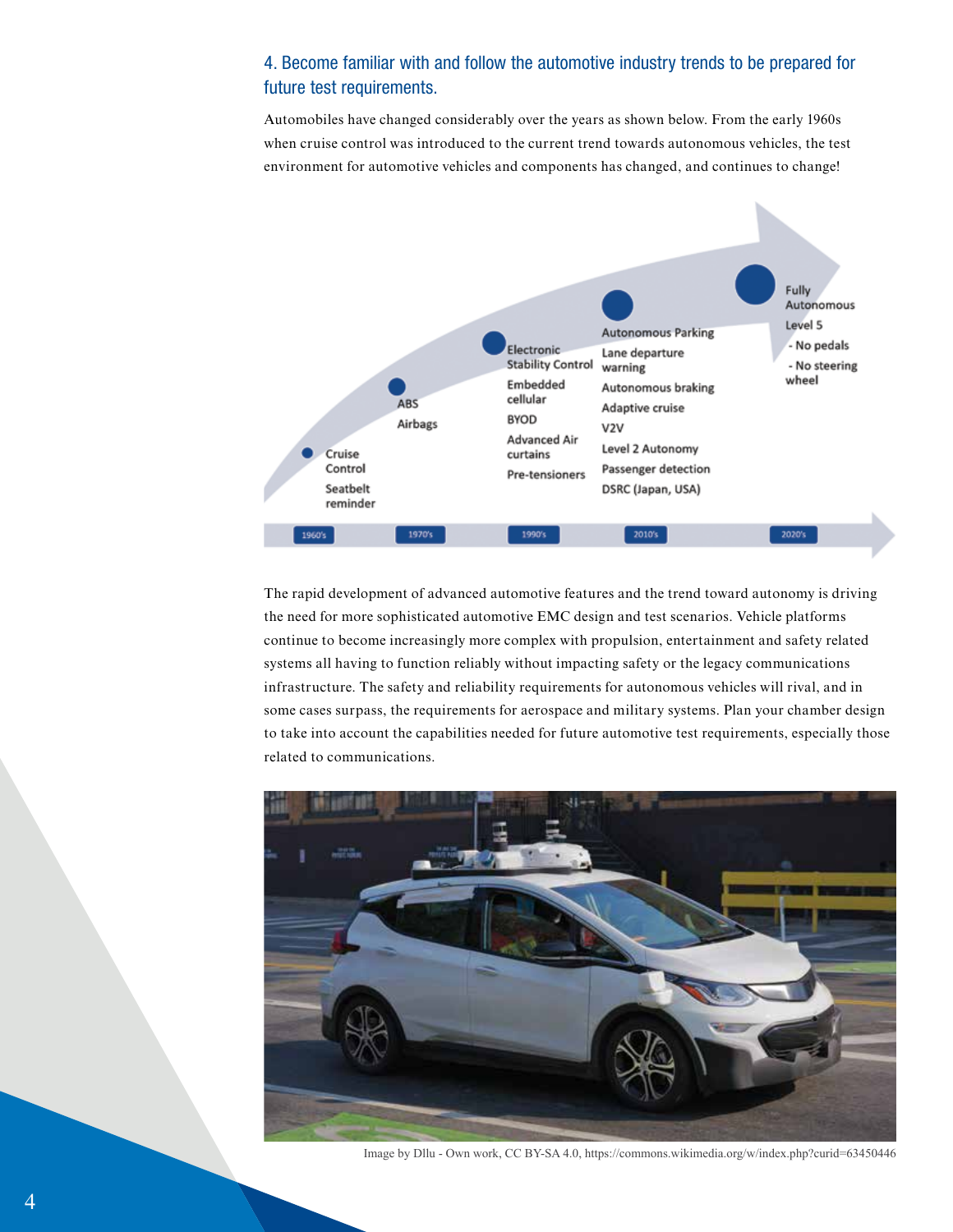## 4. Become familiar with and follow the automotive industry trends to be prepared for future test requirements.

Automobiles have changed considerably over the years as shown below. From the early 1960s when cruise control was introduced to the current trend towards autonomous vehicles, the test environment for automotive vehicles and components has changed, and continues to change!

1960's
- Cruise Control
- Seatbelt reminder

1970's
- ABS
- Airbags

1990's
- Electronic Stability Control
- Embedded cellular
- BYOD
- Advanced Air curtains
- Pre-tensioners

2010's
- Autonomous Parking
- Lane departure warning
- Autonomous braking
- Adaptive cruise
- V2V
- Level 2 Autonomy
- Passenger detection
- DSRC (Japan, USA)

2020's
- Fully Autonomous Level 5
  - No pedals
  - No steering wheel

The rapid development of advanced automotive features and the trend toward autonomy is driving the need for more sophisticated automotive EMC design and test scenarios. Vehicle platforms continue to become increasingly more complex with propulsion, entertainment and safety related systems all having to function reliably without impacting safety or the legacy communications infrastructure. The safety and reliability requirements for autonomous vehicles will rival, and in some cases surpass, the requirements for aerospace and military systems. Plan your chamber design to take into account the capabilities needed for future automotive test requirements, especially those related to communications.

Image by Dllu - Own work, CC BY-SA 4.0, https://commons.wikimedia.org/w/index.php?curid=63450446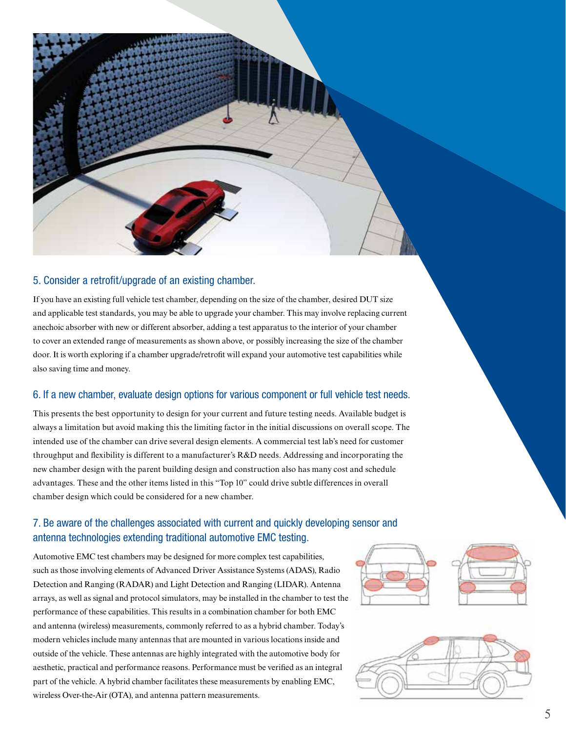## 5. Consider a retrofit/upgrade of an existing chamber.

If you have an existing full vehicle test chamber, depending on the size of the chamber, desired DUT size and applicable test standards, you may be able to upgrade your chamber. This may involve replacing current anechoic absorber with new or different absorber, adding a test apparatus to the interior of your chamber to cover an extended range of measurements as shown above, or possibly increasing the size of the chamber door. It is worth exploring if a chamber upgrade/retrofit will expand your automotive test capabilities while also saving time and money.

## 6. If a new chamber, evaluate design options for various component or full vehicle test needs.

This presents the best opportunity to design for your current and future testing needs. Available budget is always a limitation but avoid making this the limiting factor in the initial discussions on overall scope. The intended use of the chamber can drive several design elements. A commercial test lab's need for customer throughput and flexibility is different to a manufacturer's R&D needs. Addressing and incorporating the new chamber design with the parent building design and construction also has many cost and schedule advantages. These and the other items listed in this "Top 10" could drive subtle differences in overall chamber design which could be considered for a new chamber.

## 7. Be aware of the challenges associated with current and quickly developing sensor and antenna technologies extending traditional automotive EMC testing.

Automotive EMC test chambers may be designed for more complex test capabilities, such as those involving elements of Advanced Driver Assistance Systems (ADAS), Radio Detection and Ranging (RADAR) and Light Detection and Ranging (LIDAR). Antenna arrays, as well as signal and protocol simulators, may be installed in the chamber to test the performance of these capabilities. This results in a combination chamber for both EMC and antenna (wireless) measurements, commonly referred to as a hybrid chamber. Today's modern vehicles include many antennas that are mounted in various locations inside and outside of the vehicle. These antennas are highly integrated with the automotive body for aesthetic, practical and performance reasons. Performance must be verified as an integral part of the vehicle. A hybrid chamber facilitates these measurements by enabling EMC, wireless Over-the-Air (OTA), and antenna pattern measurements.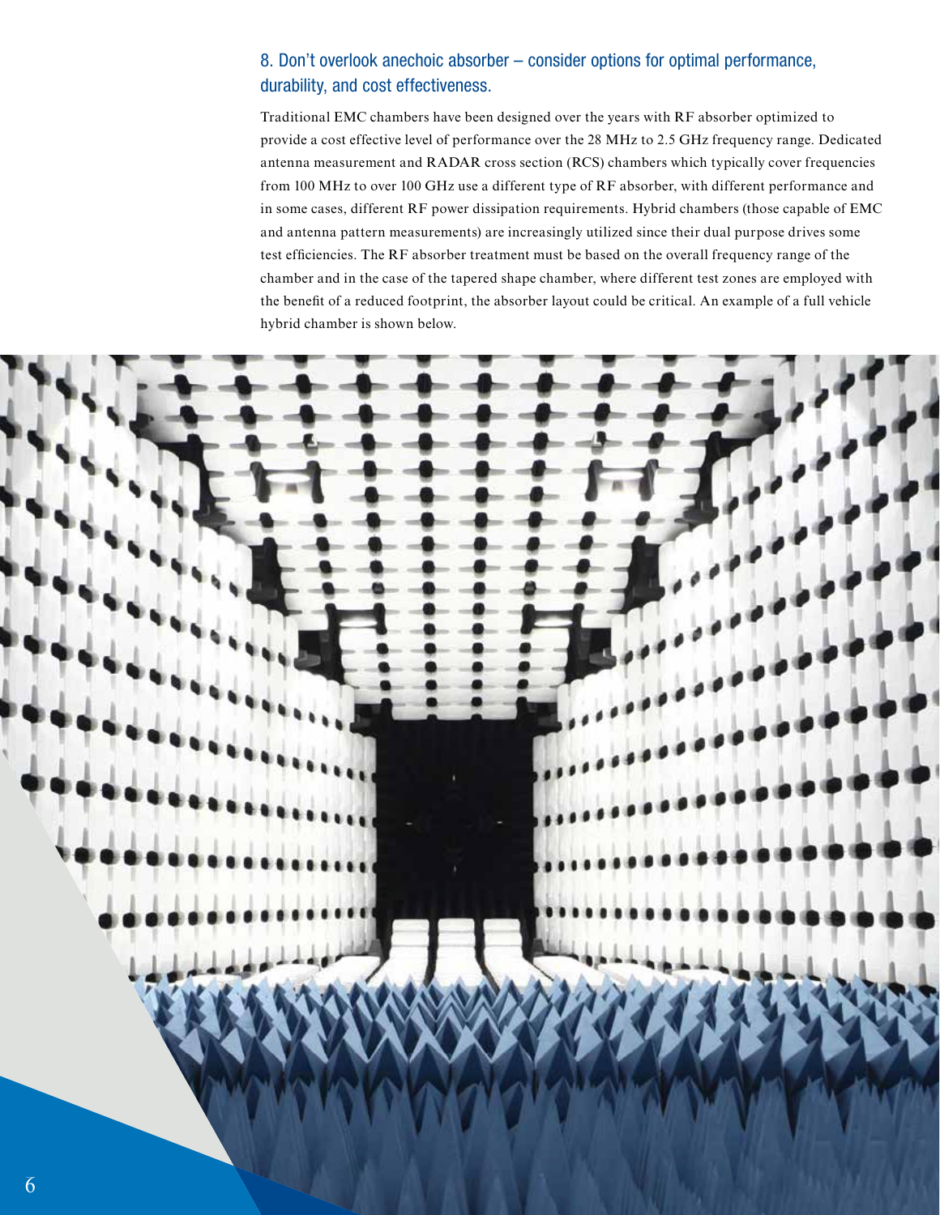## 8. Don't overlook anechoic absorber – consider options for optimal performance, durability, and cost effectiveness.

Traditional EMC chambers have been designed over the years with RF absorber optimized to provide a cost effective level of performance over the 28 MHz to 2.5 GHz frequency range. Dedicated antenna measurement and RADAR cross section (RCS) chambers which typically cover frequencies from 100 MHz to over 100 GHz use a different type of RF absorber, with different performance and in some cases, different RF power dissipation requirements. Hybrid chambers (those capable of EMC and antenna pattern measurements) are increasingly utilized since their dual purpose drives some test efficiencies. The RF absorber treatment must be based on the overall frequency range of the chamber and in the case of the tapered shape chamber, where different test zones are employed with the benefit of a reduced footprint, the absorber layout could be critical. An example of a full vehicle hybrid chamber is shown below.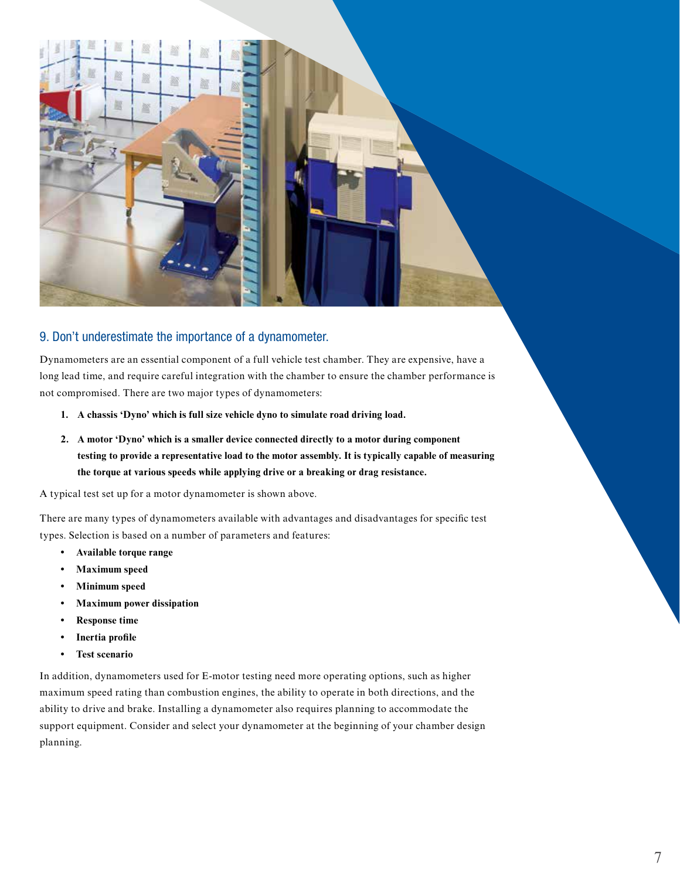## 9. Don’t underestimate the importance of a dynamometer.

Dynamometers are an essential component of a full vehicle test chamber. They are expensive, have a long lead time, and require careful integration with the chamber to ensure the chamber performance is not compromised. There are two major types of dynamometers:

1. **A chassis ‘Dyno’ which is full size vehicle dyno to simulate road driving load.**
2. **A motor ‘Dyno’ which is a smaller device connected directly to a motor during component testing to provide a representative load to the motor assembly. It is typically capable of measuring the torque at various speeds while applying drive or a breaking or drag resistance.**

A typical test set up for a motor dynamometer is shown above.

There are many types of dynamometers available with advantages and disadvantages for specific test types. Selection is based on a number of parameters and features:

- **Available torque range**
- **Maximum speed**
- **Minimum speed**
- **Maximum power dissipation**
- **Response time**
- **Inertia profile**
- **Test scenario**

In addition, dynamometers used for E-motor testing need more operating options, such as higher maximum speed rating than combustion engines, the ability to operate in both directions, and the ability to drive and brake. Installing a dynamometer also requires planning to accommodate the support equipment. Consider and select your dynamometer at the beginning of your chamber design planning.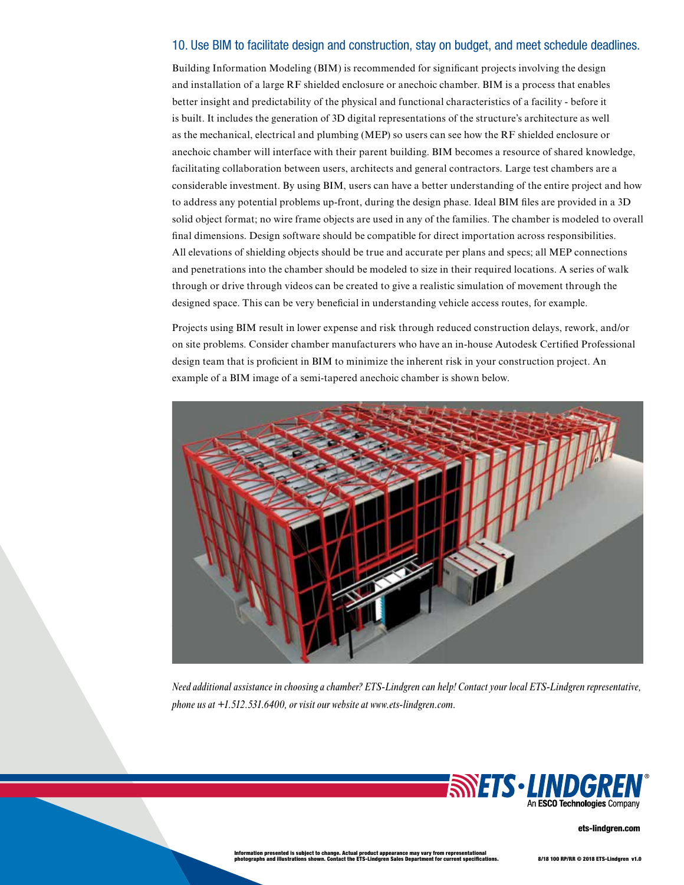## 10. Use BIM to facilitate design and construction, stay on budget, and meet schedule deadlines.

Building Information Modeling (BIM) is recommended for significant projects involving the design and installation of a large RF shielded enclosure or anechoic chamber. BIM is a process that enables better insight and predictability of the physical and functional characteristics of a facility - before it is built. It includes the generation of 3D digital representations of the structure's architecture as well as the mechanical, electrical and plumbing (MEP) so users can see how the RF shielded enclosure or anechoic chamber will interface with their parent building. BIM becomes a resource of shared knowledge, facilitating collaboration between users, architects and general contractors. Large test chambers are a considerable investment. By using BIM, users can have a better understanding of the entire project and how to address any potential problems up-front, during the design phase. Ideal BIM files are provided in a 3D solid object format; no wire frame objects are used in any of the families. The chamber is modeled to overall final dimensions. Design software should be compatible for direct importation across responsibilities. All elevations of shielding objects should be true and accurate per plans and specs; all MEP connections and penetrations into the chamber should be modeled to size in their required locations. A series of walk through or drive through videos can be created to give a realistic simulation of movement through the designed space. This can be very beneficial in understanding vehicle access routes, for example.

Projects using BIM result in lower expense and risk through reduced construction delays, rework, and/or on site problems. Consider chamber manufacturers who have an in-house Autodesk Certified Professional design team that is proficient in BIM to minimize the inherent risk in your construction project. An example of a BIM image of a semi-tapered anechoic chamber is shown below.

*Need additional assistance in choosing a chamber? ETS-Lindgren can help! Contact your local ETS-Lindgren representative, phone us at +1.512.531.6400, or visit our website at www.ets-lindgren.com.*

ETS·LINDGREN®
An ESCO Technologies Company

ets-lindgren.com

Information presented is subject to change. Actual product appearance may vary from representational photographs and illustrations shown. Contact the ETS-Lindgren Sales Department for current specifications.

8/18 100 RP/RR © 2018 ETS-Lindgren v1.0